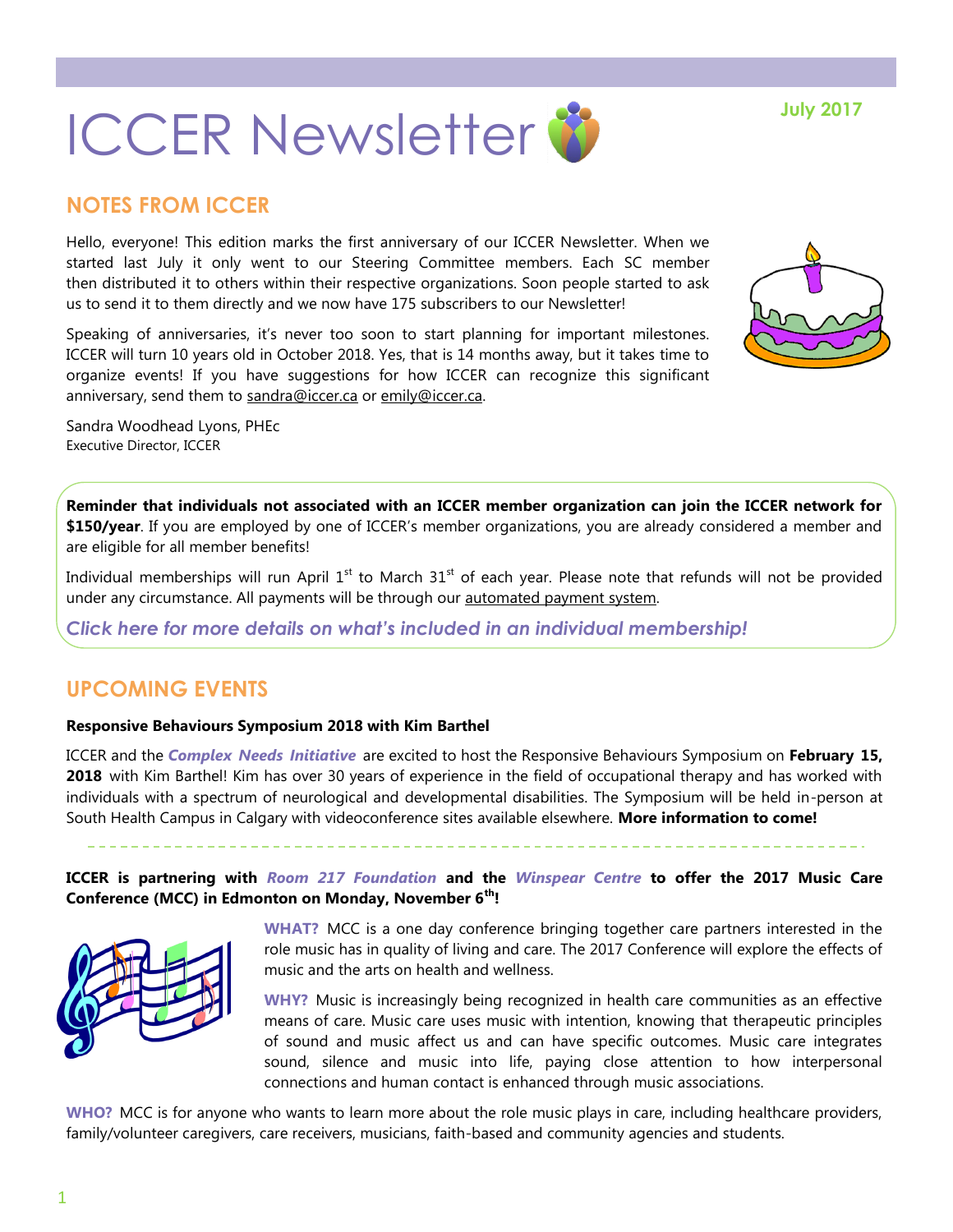# ICCER Newsletter

July 2017

## NOTES FROM ICCER

Hello, everyone! This edition marks the first anniversary of our ICCER Newsletter. When we started last July it only went to our Steering Committee members. Each SC member then distributed it to others within their respective organizations. Soon people started to ask us to send it to them directly and we now have 175 subscribers to our Newsletter!

Speaking of anniversaries, it's never too soon to start planning for important milestones. ICCER will turn 10 years old in October 2018. Yes, that is 14 months away, but it takes time to organize events! If you have suggestions for how ICCER can recognize this significant anniversary, send them to sandra@iccer.ca or emily@iccer.ca.

Sandra Woodhead Lyons, PHEc
Executive Director, ICCER

**Reminder that individuals not associated with an ICCER member organization can join the ICCER network for $150/year**. If you are employed by one of ICCER's member organizations, you are already considered a member and are eligible for all member benefits!

Individual memberships will run April 1st to March 31st of each year. Please note that refunds will not be provided under any circumstance. All payments will be through our automated payment system.

*Click here for more details on what's included in an individual membership!*

## UPCOMING EVENTS

**Responsive Behaviours Symposium 2018 with Kim Barthel**

ICCER and the ***Complex Needs Initiative*** are excited to host the Responsive Behaviours Symposium on **February 15, 2018** with Kim Barthel! Kim has over 30 years of experience in the field of occupational therapy and has worked with individuals with a spectrum of neurological and developmental disabilities. The Symposium will be held in-person at South Health Campus in Calgary with videoconference sites available elsewhere. **More information to come!**

---

**ICCER is partnering with *Room 217 Foundation* and the *Winspear Centre* to offer the 2017 Music Care Conference (MCC) in Edmonton on Monday, November 6th!**

**WHAT?** MCC is a one day conference bringing together care partners interested in the role music has in quality of living and care. The 2017 Conference will explore the effects of music and the arts on health and wellness.

**WHY?** Music is increasingly being recognized in health care communities as an effective means of care. Music care uses music with intention, knowing that therapeutic principles of sound and music affect us and can have specific outcomes. Music care integrates sound, silence and music into life, paying close attention to how interpersonal connections and human contact is enhanced through music associations.

**WHO?** MCC is for anyone who wants to learn more about the role music plays in care, including healthcare providers, family/volunteer caregivers, care receivers, musicians, faith-based and community agencies and students.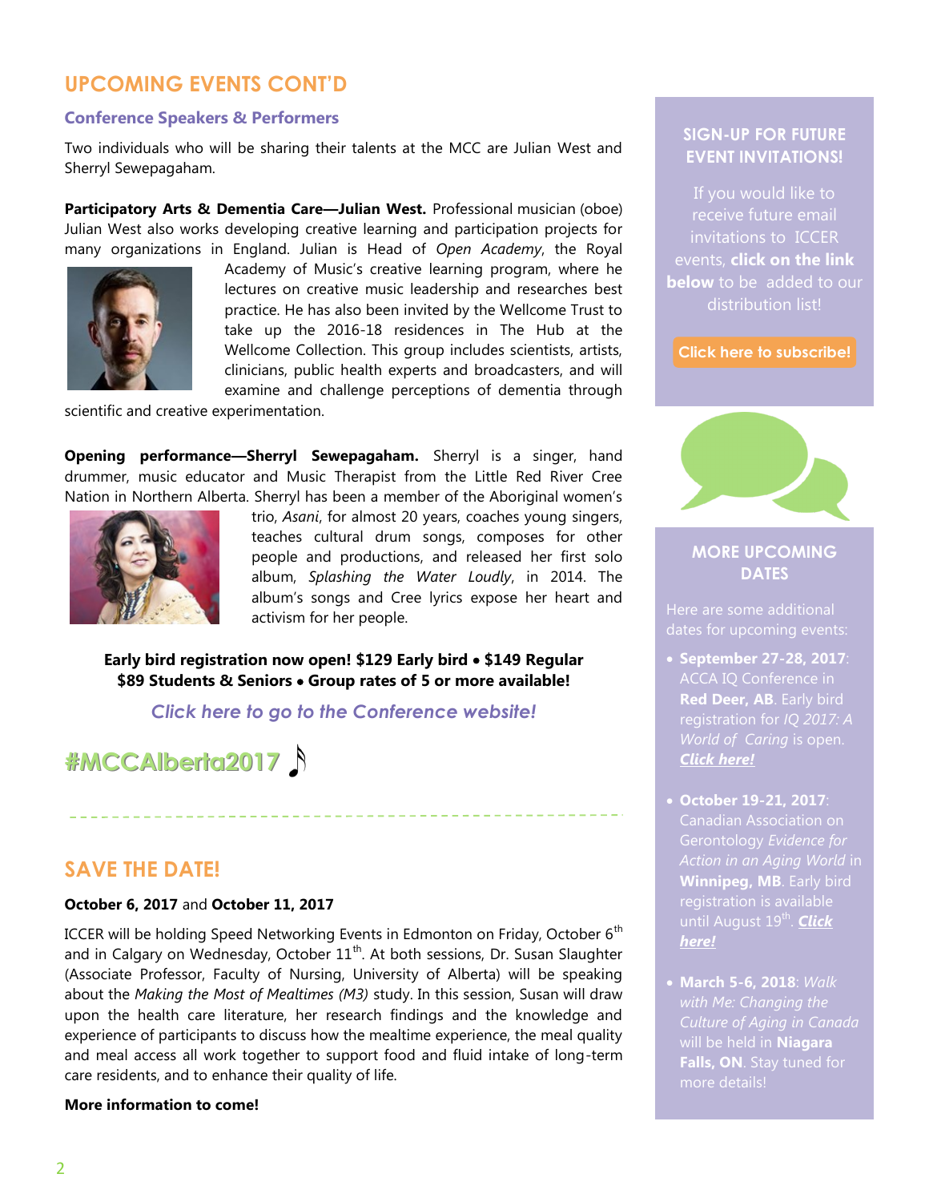## UPCOMING EVENTS CONT'D

### Conference Speakers & Performers

Two individuals who will be sharing their talents at the MCC are Julian West and Sherryl Sewepagaham.

**Participatory Arts & Dementia Care—Julian West.** Professional musician (oboe) Julian West also works developing creative learning and participation projects for many organizations in England. Julian is Head of *Open Academy*, the Royal Academy of Music's creative learning program, where he lectures on creative music leadership and researches best practice. He has also been invited by the Wellcome Trust to take up the 2016-18 residences in The Hub at the Wellcome Collection. This group includes scientists, artists, clinicians, public health experts and broadcasters, and will examine and challenge perceptions of dementia through scientific and creative experimentation.

**Opening performance—Sherryl Sewepagaham.** Sherryl is a singer, hand drummer, music educator and Music Therapist from the Little Red River Cree Nation in Northern Alberta. Sherryl has been a member of the Aboriginal women's trio, *Asani*, for almost 20 years, coaches young singers, teaches cultural drum songs, composes for other people and productions, and released her first solo album, *Splashing the Water Loudly*, in 2014. The album's songs and Cree lyrics expose her heart and activism for her people.

**Early bird registration now open! $129 Early bird • $149 Regular**
**$89 Students & Seniors • Group rates of 5 or more available!**

*Click here to go to the Conference website!*

**#MCCAlberta2017**

## SAVE THE DATE!

**October 6, 2017** and **October 11, 2017**

ICCER will be holding Speed Networking Events in Edmonton on Friday, October 6th and in Calgary on Wednesday, October 11th. At both sessions, Dr. Susan Slaughter (Associate Professor, Faculty of Nursing, University of Alberta) will be speaking about the *Making the Most of Mealtimes (M3)* study. In this session, Susan will draw upon the health care literature, her research findings and the knowledge and experience of participants to discuss how the mealtime experience, the meal quality and meal access all work together to support food and fluid intake of long-term care residents, and to enhance their quality of life.

**More information to come!**

### SIGN-UP FOR FUTURE EVENT INVITATIONS!

If you would like to receive future email invitations to ICCER events, **click on the link below** to be added to our distribution list!

**Click here to subscribe!**

### MORE UPCOMING DATES

Here are some additional dates for upcoming events:

- **September 27-28, 2017**: ACCA IQ Conference in **Red Deer, AB**. Early bird registration for *IQ 2017: A World of Caring* is open. ***Click here!***
- **October 19-21, 2017**: Canadian Association on Gerontology *Evidence for Action in an Aging World* in **Winnipeg, MB**. Early bird registration is available until August 19th. ***Click here!***
- **March 5-6, 2018**: *Walk with Me: Changing the Culture of Aging in Canada* will be held in **Niagara Falls, ON**. Stay tuned for more details!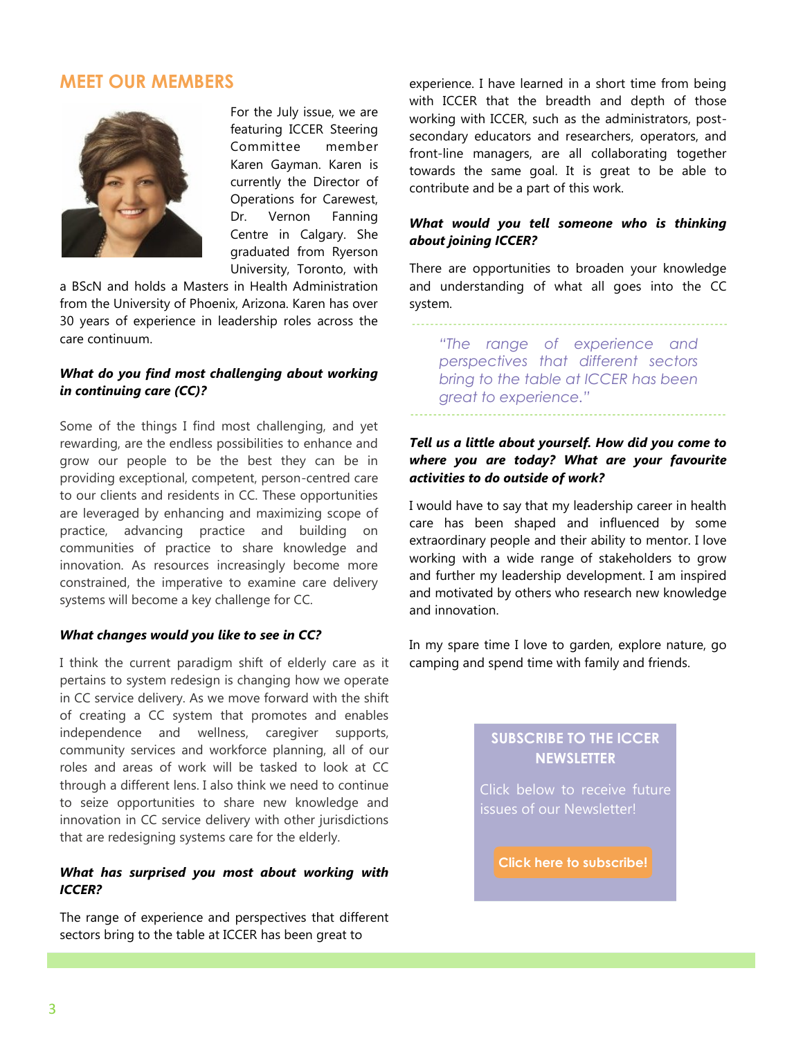## MEET OUR MEMBERS

For the July issue, we are featuring ICCER Steering Committee member Karen Gayman. Karen is currently the Director of Operations for Carewest, Dr. Vernon Fanning Centre in Calgary. She graduated from Ryerson University, Toronto, with a BScN and holds a Masters in Health Administration from the University of Phoenix, Arizona. Karen has over 30 years of experience in leadership roles across the care continuum.

***What do you find most challenging about working in continuing care (CC)?***

Some of the things I find most challenging, and yet rewarding, are the endless possibilities to enhance and grow our people to be the best they can be in providing exceptional, competent, person-centred care to our clients and residents in CC. These opportunities are leveraged by enhancing and maximizing scope of practice, advancing practice and building on communities of practice to share knowledge and innovation. As resources increasingly become more constrained, the imperative to examine care delivery systems will become a key challenge for CC.

***What changes would you like to see in CC?***

I think the current paradigm shift of elderly care as it pertains to system redesign is changing how we operate in CC service delivery. As we move forward with the shift of creating a CC system that promotes and enables independence and wellness, caregiver supports, community services and workforce planning, all of our roles and areas of work will be tasked to look at CC through a different lens. I also think we need to continue to seize opportunities to share new knowledge and innovation in CC service delivery with other jurisdictions that are redesigning systems care for the elderly.

***What has surprised you most about working with ICCER?***

The range of experience and perspectives that different sectors bring to the table at ICCER has been great to experience. I have learned in a short time from being with ICCER that the breadth and depth of those working with ICCER, such as the administrators, post-secondary educators and researchers, operators, and front-line managers, are all collaborating together towards the same goal. It is great to be able to contribute and be a part of this work.

***What would you tell someone who is thinking about joining ICCER?***

There are opportunities to broaden your knowledge and understanding of what all goes into the CC system.

> *"The range of experience and perspectives that different sectors bring to the table at ICCER has been great to experience."*

***Tell us a little about yourself. How did you come to where you are today? What are your favourite activities to do outside of work?***

I would have to say that my leadership career in health care has been shaped and influenced by some extraordinary people and their ability to mentor. I love working with a wide range of stakeholders to grow and further my leadership development. I am inspired and motivated by others who research new knowledge and innovation.

In my spare time I love to garden, explore nature, go camping and spend time with family and friends.

**SUBSCRIBE TO THE ICCER NEWSLETTER**

Click below to receive future issues of our Newsletter!

**Click here to subscribe!**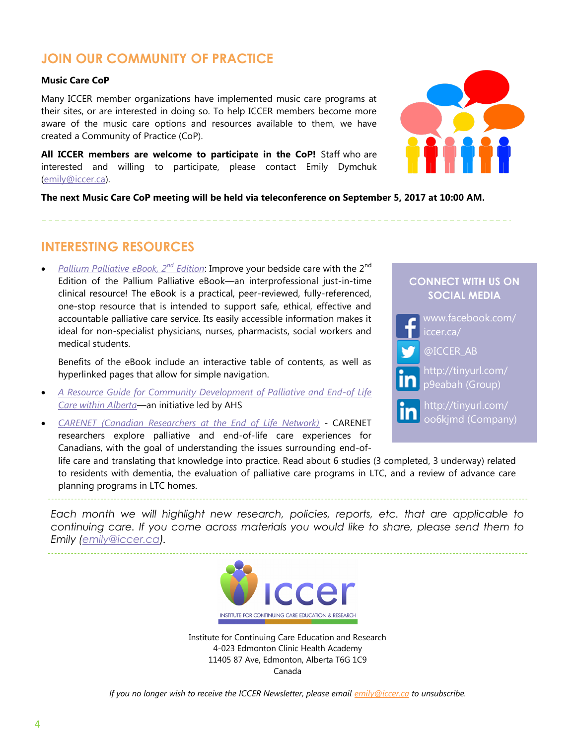## JOIN OUR COMMUNITY OF PRACTICE

**Music Care CoP**

Many ICCER member organizations have implemented music care programs at their sites, or are interested in doing so. To help ICCER members become more aware of the music care options and resources available to them, we have created a Community of Practice (CoP).

**All ICCER members are welcome to participate in the CoP!** Staff who are interested and willing to participate, please contact Emily Dymchuk (emily@iccer.ca).

**The next Music Care CoP meeting will be held via teleconference on September 5, 2017 at 10:00 AM.**

## INTERESTING RESOURCES

- *Pallium Palliative eBook, 2nd Edition*: Improve your bedside care with the 2nd Edition of the Pallium Palliative eBook—an interprofessional just-in-time clinical resource! The eBook is a practical, peer-reviewed, fully-referenced, one-stop resource that is intended to support safe, ethical, effective and accountable palliative care service. Its easily accessible information makes it ideal for non-specialist physicians, nurses, pharmacists, social workers and medical students.

  Benefits of the eBook include an interactive table of contents, as well as hyperlinked pages that allow for simple navigation.

- *A Resource Guide for Community Development of Palliative and End-of Life Care within Alberta*—an initiative led by AHS
- *CARENET (Canadian Researchers at the End of Life Network)* - CARENET researchers explore palliative and end-of-life care experiences for Canadians, with the goal of understanding the issues surrounding end-of-life care and translating that knowledge into practice. Read about 6 studies (3 completed, 3 underway) related to residents with dementia, the evaluation of palliative care programs in LTC, and a review of advance care planning programs in LTC homes.

**CONNECT WITH US ON SOCIAL MEDIA**

www.facebook.com/iccer.ca/

@ICCER_AB

http://tinyurl.com/p9eabah (Group)

http://tinyurl.com/oo6kjmd (Company)

*Each month we will highlight new research, policies, reports, etc. that are applicable to continuing care. If you come across materials you would like to share, please send them to Emily (emily@iccer.ca).*

iccer

INSTITUTE FOR CONTINUING CARE EDUCATION & RESEARCH

Institute for Continuing Care Education and Research
4-023 Edmonton Clinic Health Academy
11405 87 Ave, Edmonton, Alberta T6G 1C9
Canada

*If you no longer wish to receive the ICCER Newsletter, please email emily@iccer.ca to unsubscribe.*